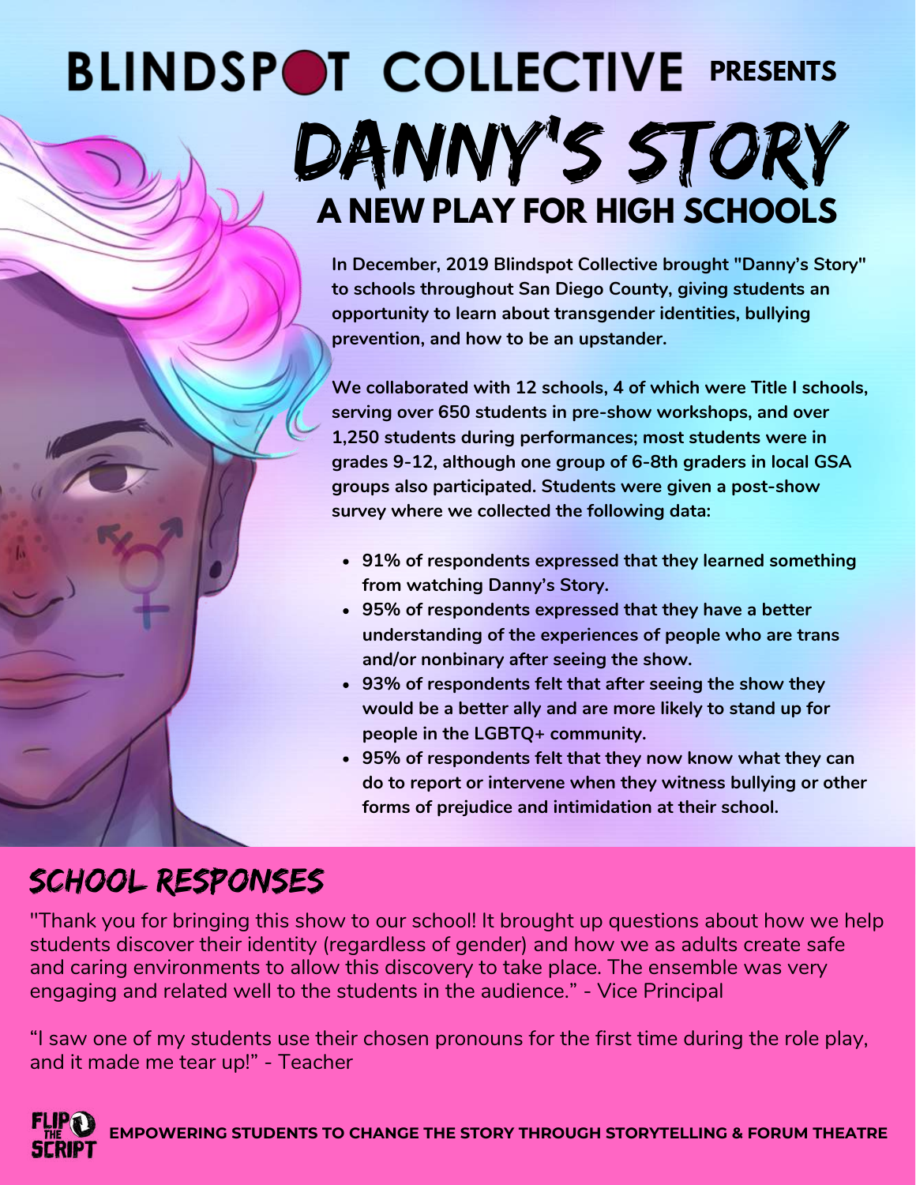# BLINDSPOT COLLECTIVE PRESENTS

# DANNY'S STORY

## A NEW PLAY FOR HIGH SCHOOLS

**In December, 2019 Blindspot Collective brought "Danny's Story" to schools throughout San Diego County, giving students an opportunity to learn about transgender identities, bullying prevention, and how to be an upstander.**

**We collaborated with 12 schools, 4 of which were Title I schools, serving over 650 students in pre-show workshops, and over 1,250 students during performances; most students were in grades 9-12, although one group of 6-8th graders in local GSA groups also participated. Students were given a post-show survey where we collected the following data:**

- **91% of respondents expressed that they learned something from watching Danny's Story.**
- **95% of respondents expressed that they have a better understanding of the experiences of people who are trans and/or nonbinary after seeing the show.**
- **93% of respondents felt that after seeing the show they would be a better ally and are more likely to stand up for people in the LGBTQ+ community.**
- **95% of respondents felt that they now know what they can do to report or intervene when they witness bullying or other forms of prejudice and intimidation at their school.**

## SCHOOL RESPONSES

"Thank you for bringing this show to our school! It brought up questions about how we help students discover their identity (regardless of gender) and how we as adults create safe and caring environments to allow this discovery to take place. The ensemble was very engaging and related well to the students in the audience." - Vice Principal

"I saw one of my students use their chosen pronouns for the first time during the role play, and it made me tear up!" - Teacher

FLIP THE SCRIPT **EMPOWERING STUDENTS TO CHANGE THE STORY THROUGH STORYTELLING & FORUM THEATRE**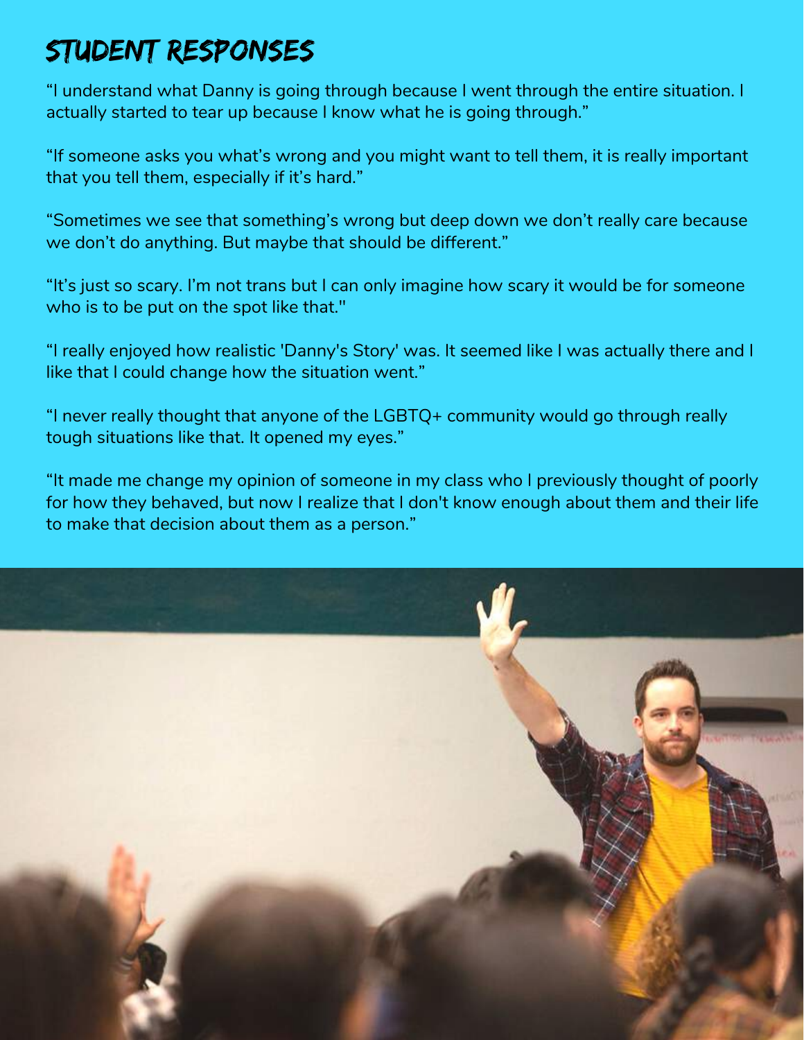# STUDENT RESPONSES

“I understand what Danny is going through because I went through the entire situation. I actually started to tear up because I know what he is going through.”

“If someone asks you what’s wrong and you might want to tell them, it is really important that you tell them, especially if it’s hard.”

“Sometimes we see that something’s wrong but deep down we don’t really care because we don’t do anything. But maybe that should be different.”

“It’s just so scary. I’m not trans but I can only imagine how scary it would be for someone who is to be put on the spot like that."

“I really enjoyed how realistic 'Danny's Story' was. It seemed like I was actually there and I like that I could change how the situation went.”

“I never really thought that anyone of the LGBTQ+ community would go through really tough situations like that. It opened my eyes.”

“It made me change my opinion of someone in my class who I previously thought of poorly for how they behaved, but now I realize that I don't know enough about them and their life to make that decision about them as a person.”